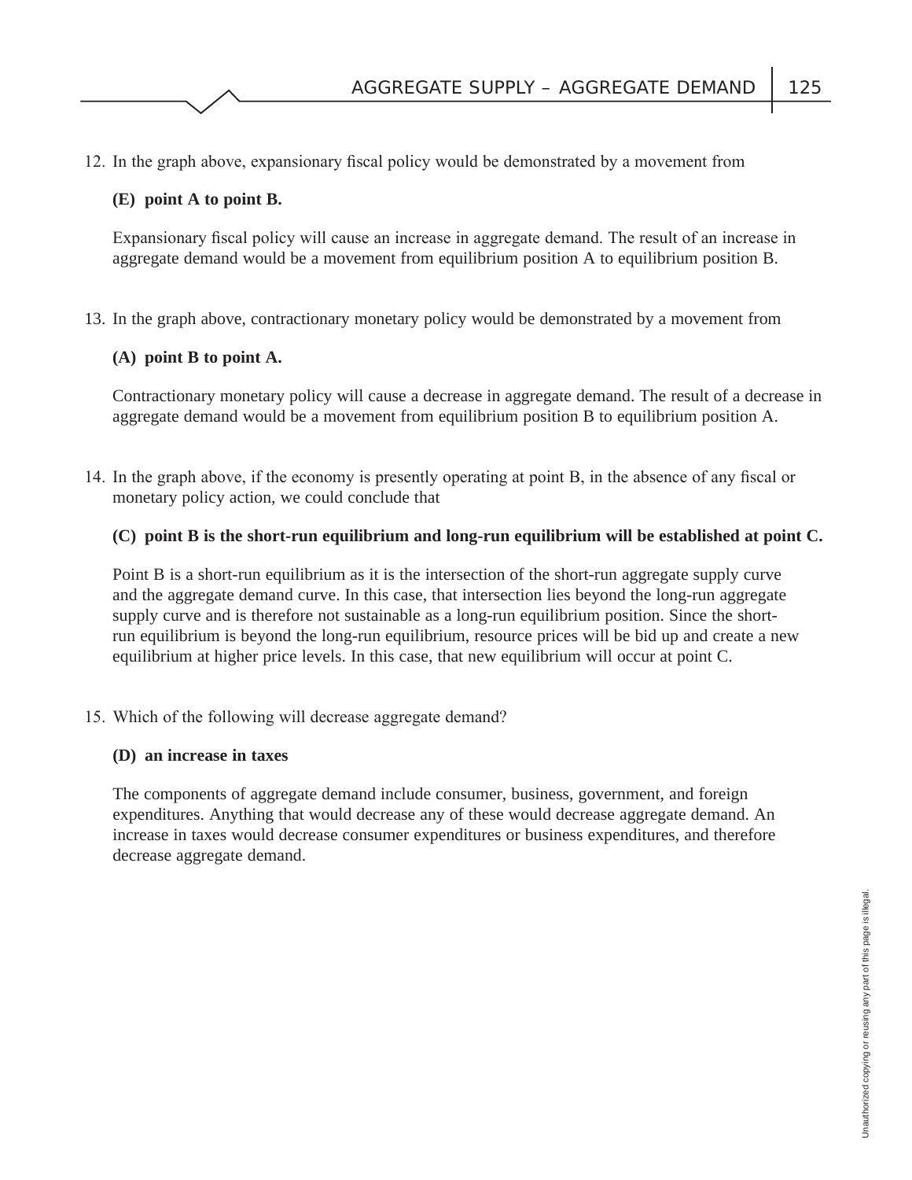12. In the graph above, expansionary fiscal policy would be demonstrated by a movement from

    **(E) point A to point B.**

    Expansionary fiscal policy will cause an increase in aggregate demand. The result of an increase in aggregate demand would be a movement from equilibrium position A to equilibrium position B.

13. In the graph above, contractionary monetary policy would be demonstrated by a movement from

    **(A) point B to point A.**

    Contractionary monetary policy will cause a decrease in aggregate demand. The result of a decrease in aggregate demand would be a movement from equilibrium position B to equilibrium position A.

14. In the graph above, if the economy is presently operating at point B, in the absence of any fiscal or monetary policy action, we could conclude that

    **(C) point B is the short-run equilibrium and long-run equilibrium will be established at point C.**

    Point B is a short-run equilibrium as it is the intersection of the short-run aggregate supply curve and the aggregate demand curve. In this case, that intersection lies beyond the long-run aggregate supply curve and is therefore not sustainable as a long-run equilibrium position. Since the short-run equilibrium is beyond the long-run equilibrium, resource prices will be bid up and create a new equilibrium at higher price levels. In this case, that new equilibrium will occur at point C.

15. Which of the following will decrease aggregate demand?

    **(D) an increase in taxes**

    The components of aggregate demand include consumer, business, government, and foreign expenditures. Anything that would decrease any of these would decrease aggregate demand. An increase in taxes would decrease consumer expenditures or business expenditures, and therefore decrease aggregate demand.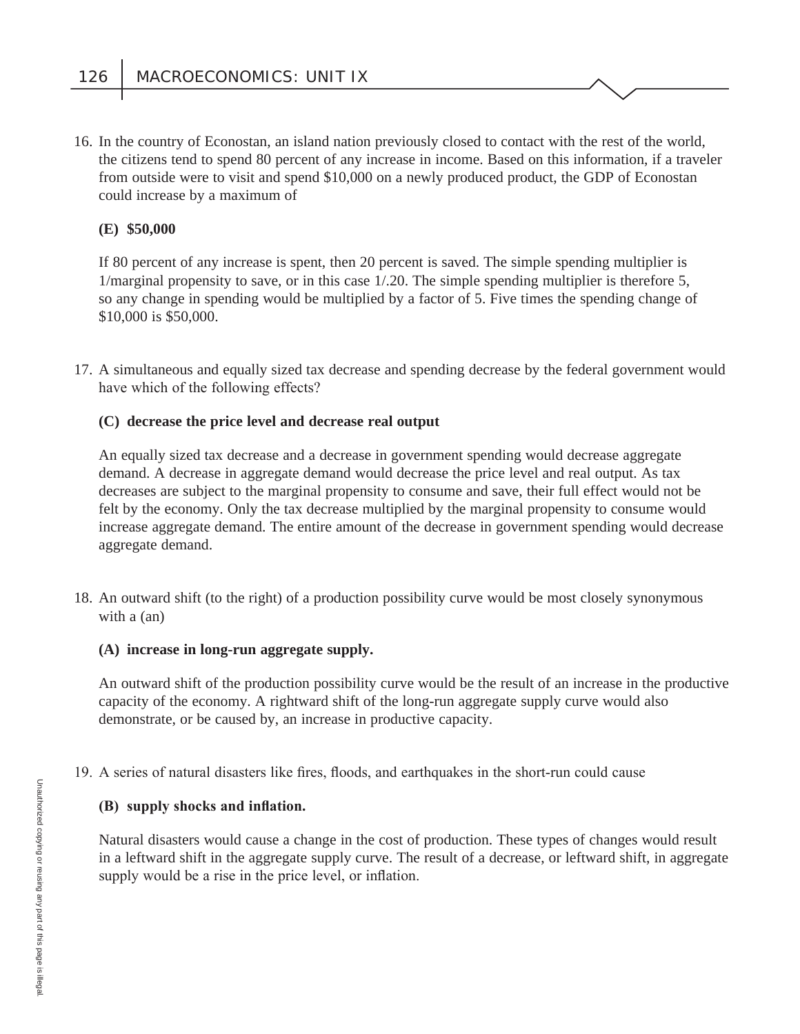16. In the country of Econostan, an island nation previously closed to contact with the rest of the world, the citizens tend to spend 80 percent of any increase in income. Based on this information, if a traveler from outside were to visit and spend $10,000 on a newly produced product, the GDP of Econostan could increase by a maximum of

    **(E) $50,000**

    If 80 percent of any increase is spent, then 20 percent is saved. The simple spending multiplier is 1/marginal propensity to save, or in this case 1/.20. The simple spending multiplier is therefore 5, so any change in spending would be multiplied by a factor of 5. Five times the spending change of $10,000 is $50,000.

17. A simultaneous and equally sized tax decrease and spending decrease by the federal government would have which of the following effects?

    **(C) decrease the price level and decrease real output**

    An equally sized tax decrease and a decrease in government spending would decrease aggregate demand. A decrease in aggregate demand would decrease the price level and real output. As tax decreases are subject to the marginal propensity to consume and save, their full effect would not be felt by the economy. Only the tax decrease multiplied by the marginal propensity to consume would increase aggregate demand. The entire amount of the decrease in government spending would decrease aggregate demand.

18. An outward shift (to the right) of a production possibility curve would be most closely synonymous with a (an)

    **(A) increase in long-run aggregate supply.**

    An outward shift of the production possibility curve would be the result of an increase in the productive capacity of the economy. A rightward shift of the long-run aggregate supply curve would also demonstrate, or be caused by, an increase in productive capacity.

19. A series of natural disasters like fires, floods, and earthquakes in the short-run could cause

    **(B) supply shocks and inflation.**

    Natural disasters would cause a change in the cost of production. These types of changes would result in a leftward shift in the aggregate supply curve. The result of a decrease, or leftward shift, in aggregate supply would be a rise in the price level, or inflation.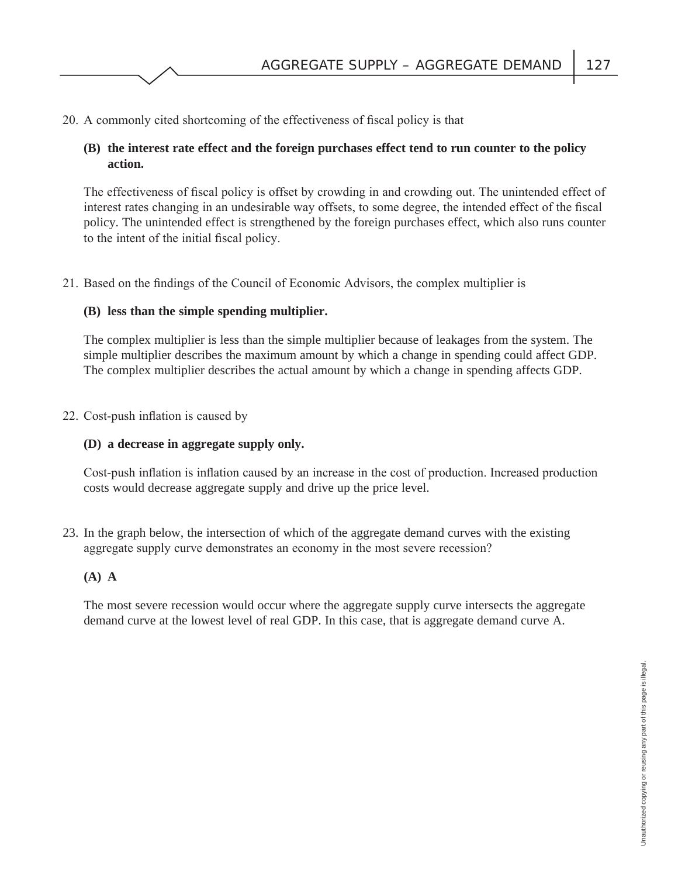20. A commonly cited shortcoming of the effectiveness of fiscal policy is that

    **(B) the interest rate effect and the foreign purchases effect tend to run counter to the policy action.**

    The effectiveness of fiscal policy is offset by crowding in and crowding out. The unintended effect of interest rates changing in an undesirable way offsets, to some degree, the intended effect of the fiscal policy. The unintended effect is strengthened by the foreign purchases effect, which also runs counter to the intent of the initial fiscal policy.

21. Based on the findings of the Council of Economic Advisors, the complex multiplier is

    **(B) less than the simple spending multiplier.**

    The complex multiplier is less than the simple multiplier because of leakages from the system. The simple multiplier describes the maximum amount by which a change in spending could affect GDP. The complex multiplier describes the actual amount by which a change in spending affects GDP.

22. Cost-push inflation is caused by

    **(D) a decrease in aggregate supply only.**

    Cost-push inflation is inflation caused by an increase in the cost of production. Increased production costs would decrease aggregate supply and drive up the price level.

23. In the graph below, the intersection of which of the aggregate demand curves with the existing aggregate supply curve demonstrates an economy in the most severe recession?

    **(A) A**

    The most severe recession would occur where the aggregate supply curve intersects the aggregate demand curve at the lowest level of real GDP. In this case, that is aggregate demand curve A.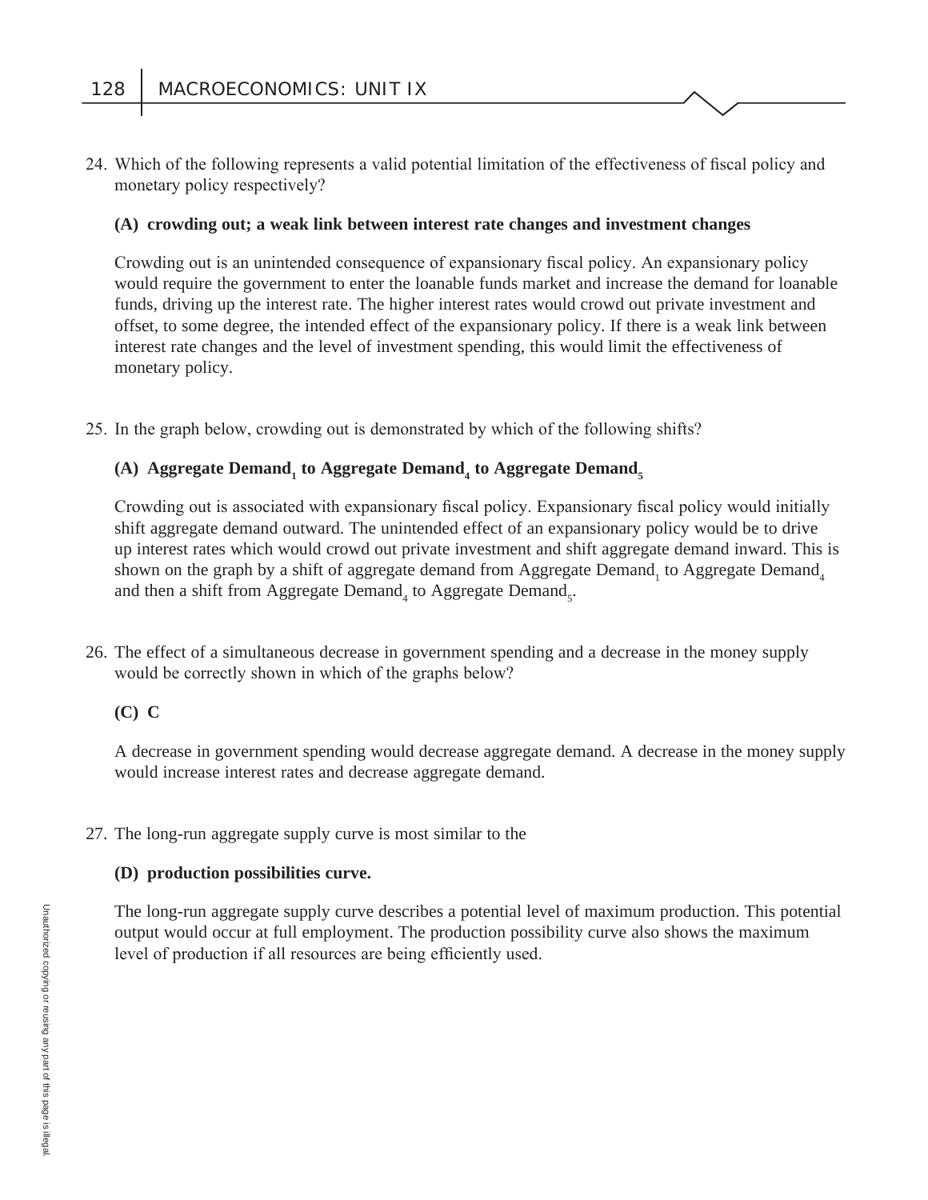24. Which of the following represents a valid potential limitation of the effectiveness of fiscal policy and monetary policy respectively?

    **(A) crowding out; a weak link between interest rate changes and investment changes**

    Crowding out is an unintended consequence of expansionary fiscal policy. An expansionary policy would require the government to enter the loanable funds market and increase the demand for loanable funds, driving up the interest rate. The higher interest rates would crowd out private investment and offset, to some degree, the intended effect of the expansionary policy. If there is a weak link between interest rate changes and the level of investment spending, this would limit the effectiveness of monetary policy.

25. In the graph below, crowding out is demonstrated by which of the following shifts?

    **(A) Aggregate Demand$_1$ to Aggregate Demand$_4$ to Aggregate Demand$_5$**

    Crowding out is associated with expansionary fiscal policy. Expansionary fiscal policy would initially shift aggregate demand outward. The unintended effect of an expansionary policy would be to drive up interest rates which would crowd out private investment and shift aggregate demand inward. This is shown on the graph by a shift of aggregate demand from Aggregate Demand$_1$ to Aggregate Demand$_4$ and then a shift from Aggregate Demand$_4$ to Aggregate Demand$_5$.

26. The effect of a simultaneous decrease in government spending and a decrease in the money supply would be correctly shown in which of the graphs below?

    **(C) C**

    A decrease in government spending would decrease aggregate demand. A decrease in the money supply would increase interest rates and decrease aggregate demand.

27. The long-run aggregate supply curve is most similar to the

    **(D) production possibilities curve.**

    The long-run aggregate supply curve describes a potential level of maximum production. This potential output would occur at full employment. The production possibility curve also shows the maximum level of production if all resources are being efficiently used.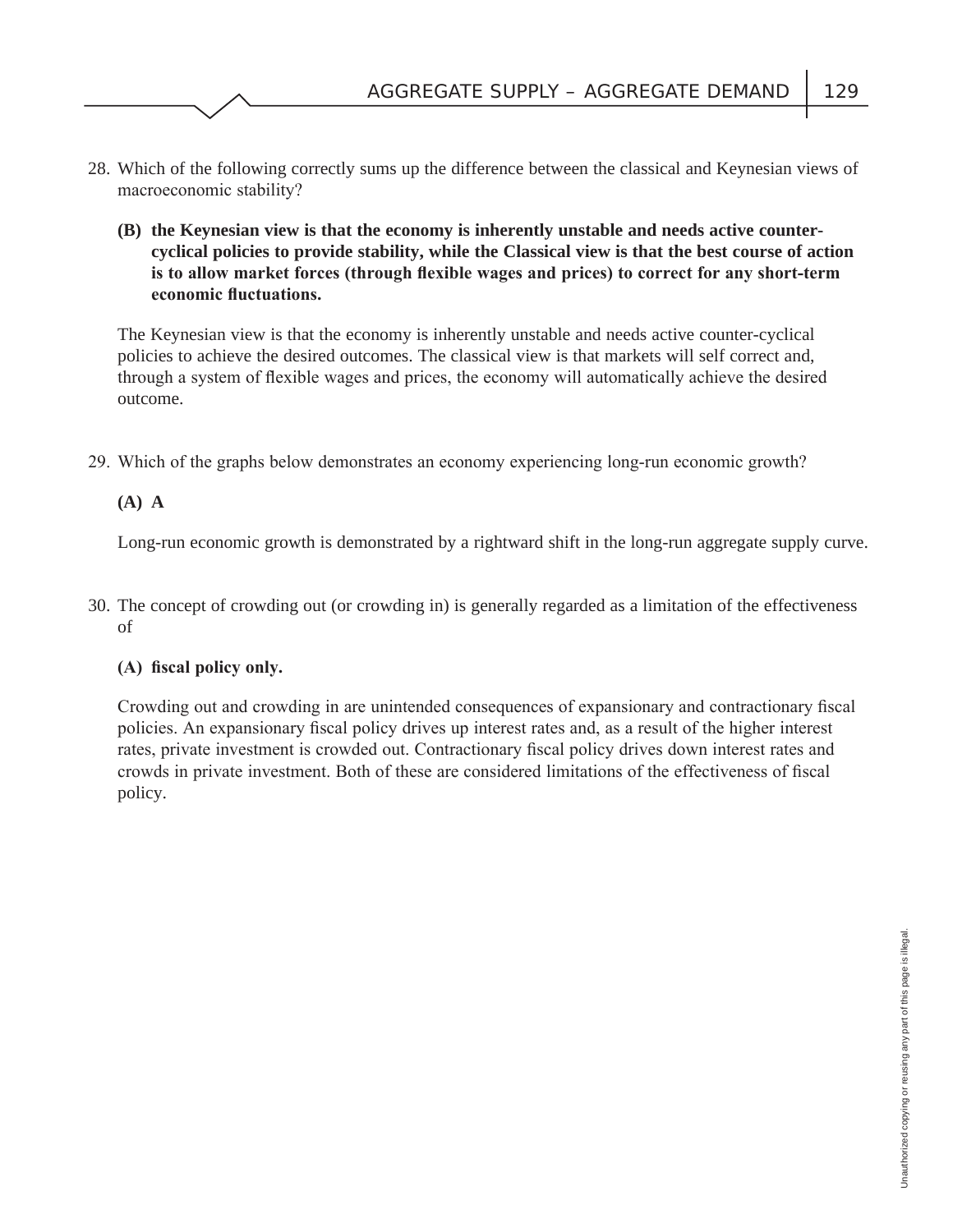28. Which of the following correctly sums up the difference between the classical and Keynesian views of macroeconomic stability?

    **(B) the Keynesian view is that the economy is inherently unstable and needs active counter-cyclical policies to provide stability, while the Classical view is that the best course of action is to allow market forces (through flexible wages and prices) to correct for any short-term economic fluctuations.**

    The Keynesian view is that the economy is inherently unstable and needs active counter-cyclical policies to achieve the desired outcomes. The classical view is that markets will self correct and, through a system of flexible wages and prices, the economy will automatically achieve the desired outcome.

29. Which of the graphs below demonstrates an economy experiencing long-run economic growth?

    **(A) A**

    Long-run economic growth is demonstrated by a rightward shift in the long-run aggregate supply curve.

30. The concept of crowding out (or crowding in) is generally regarded as a limitation of the effectiveness of

    **(A) fiscal policy only.**

    Crowding out and crowding in are unintended consequences of expansionary and contractionary fiscal policies. An expansionary fiscal policy drives up interest rates and, as a result of the higher interest rates, private investment is crowded out. Contractionary fiscal policy drives down interest rates and crowds in private investment. Both of these are considered limitations of the effectiveness of fiscal policy.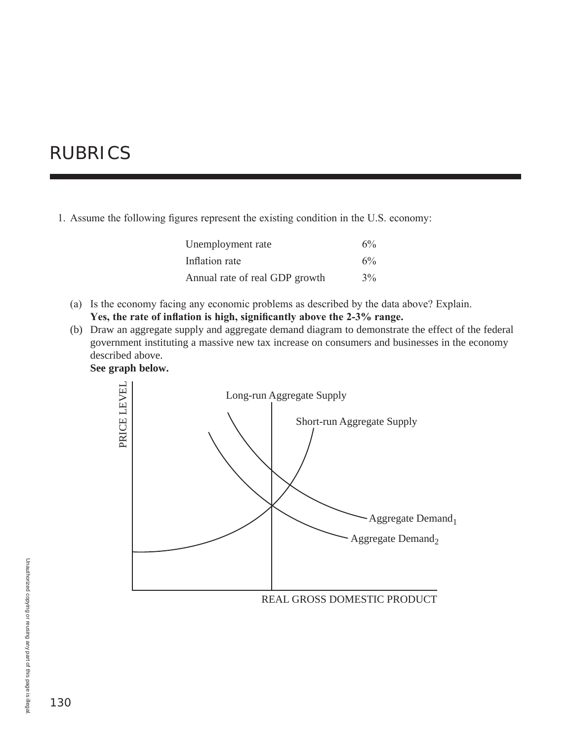# RUBRICS

1. Assume the following figures represent the existing condition in the U.S. economy:

| | |
|---|---|
| Unemployment rate | 6% |
| Inflation rate | 6% |
| Annual rate of real GDP growth | 3% |

(a) Is the economy facing any economic problems as described by the data above? Explain.
**Yes, the rate of inflation is high, significantly above the 2-3% range.**

(b) Draw an aggregate supply and aggregate demand diagram to demonstrate the effect of the federal government instituting a massive new tax increase on consumers and businesses in the economy described above.
**See graph below.**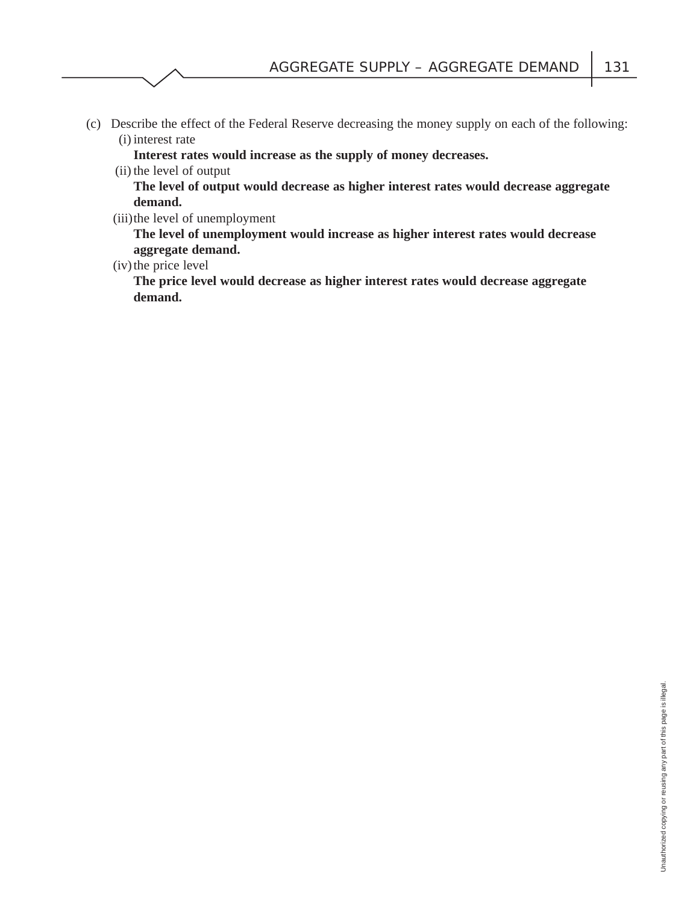(c) Describe the effect of the Federal Reserve decreasing the money supply on each of the following:

(i) interest rate

**Interest rates would increase as the supply of money decreases.**

(ii) the level of output

**The level of output would decrease as higher interest rates would decrease aggregate demand.**

(iii) the level of unemployment

**The level of unemployment would increase as higher interest rates would decrease aggregate demand.**

(iv) the price level

**The price level would decrease as higher interest rates would decrease aggregate demand.**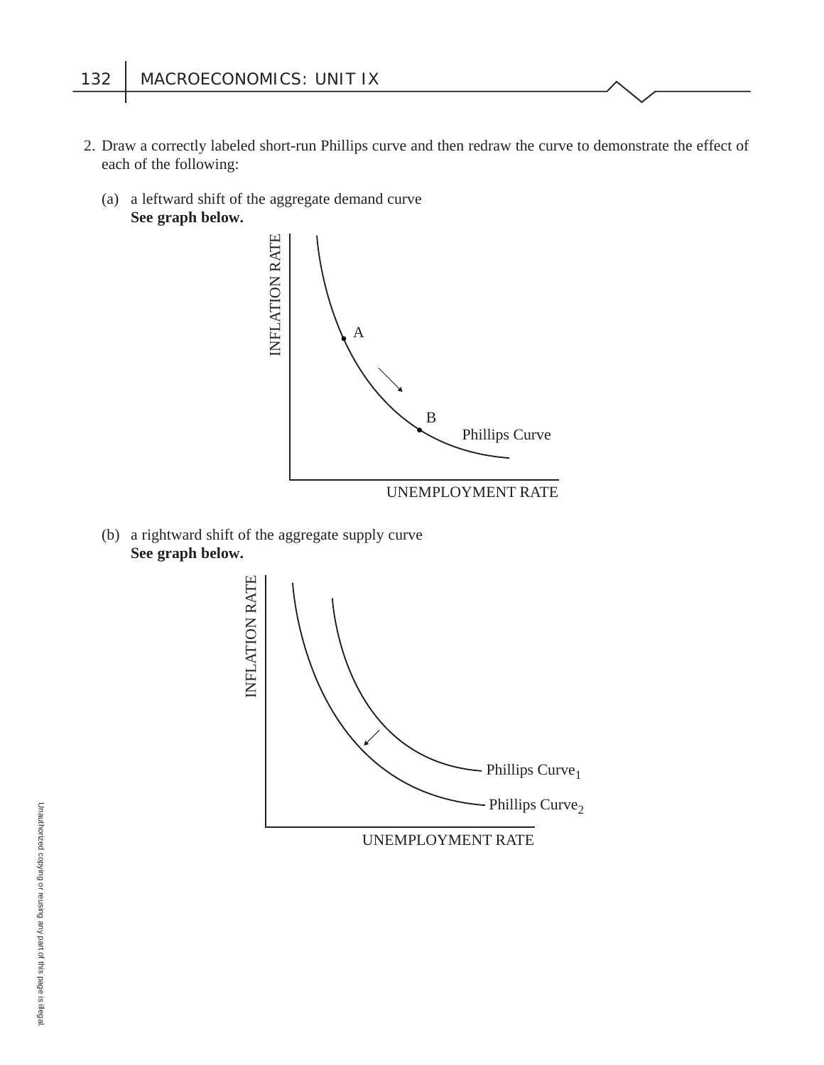2. Draw a correctly labeled short-run Phillips curve and then redraw the curve to demonstrate the effect of each of the following:

   (a) a leftward shift of the aggregate demand curve
   **See graph below.**

   (b) a rightward shift of the aggregate supply curve
   **See graph below.**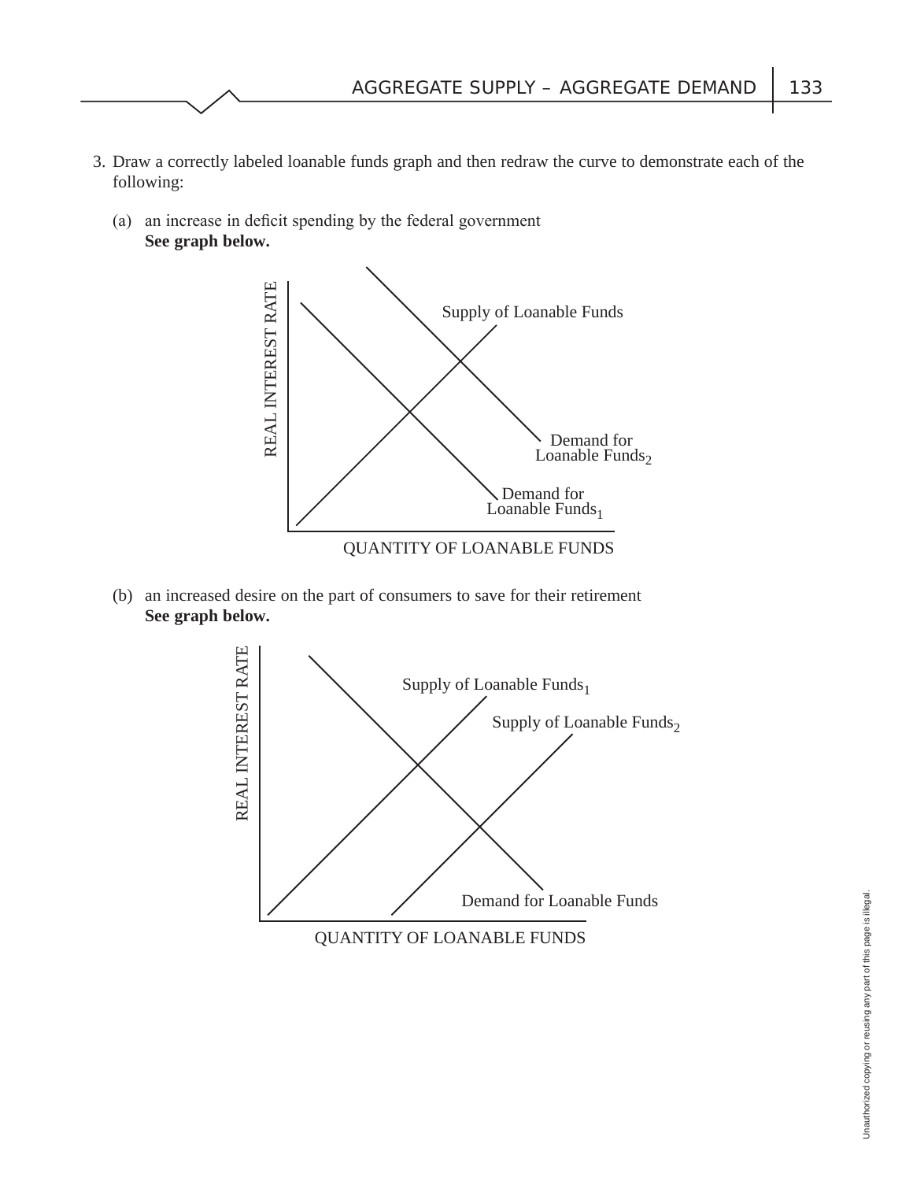3. Draw a correctly labeled loanable funds graph and then redraw the curve to demonstrate each of the following:

   (a) an increase in deficit spending by the federal government
   **See graph below.**

REAL INTEREST RATE

Supply of Loanable Funds

Demand for Loanable Funds$_2$

Demand for Loanable Funds$_1$

QUANTITY OF LOANABLE FUNDS

   (b) an increased desire on the part of consumers to save for their retirement
   **See graph below.**

REAL INTEREST RATE

Supply of Loanable Funds$_1$

Supply of Loanable Funds$_2$

Demand for Loanable Funds

QUANTITY OF LOANABLE FUNDS